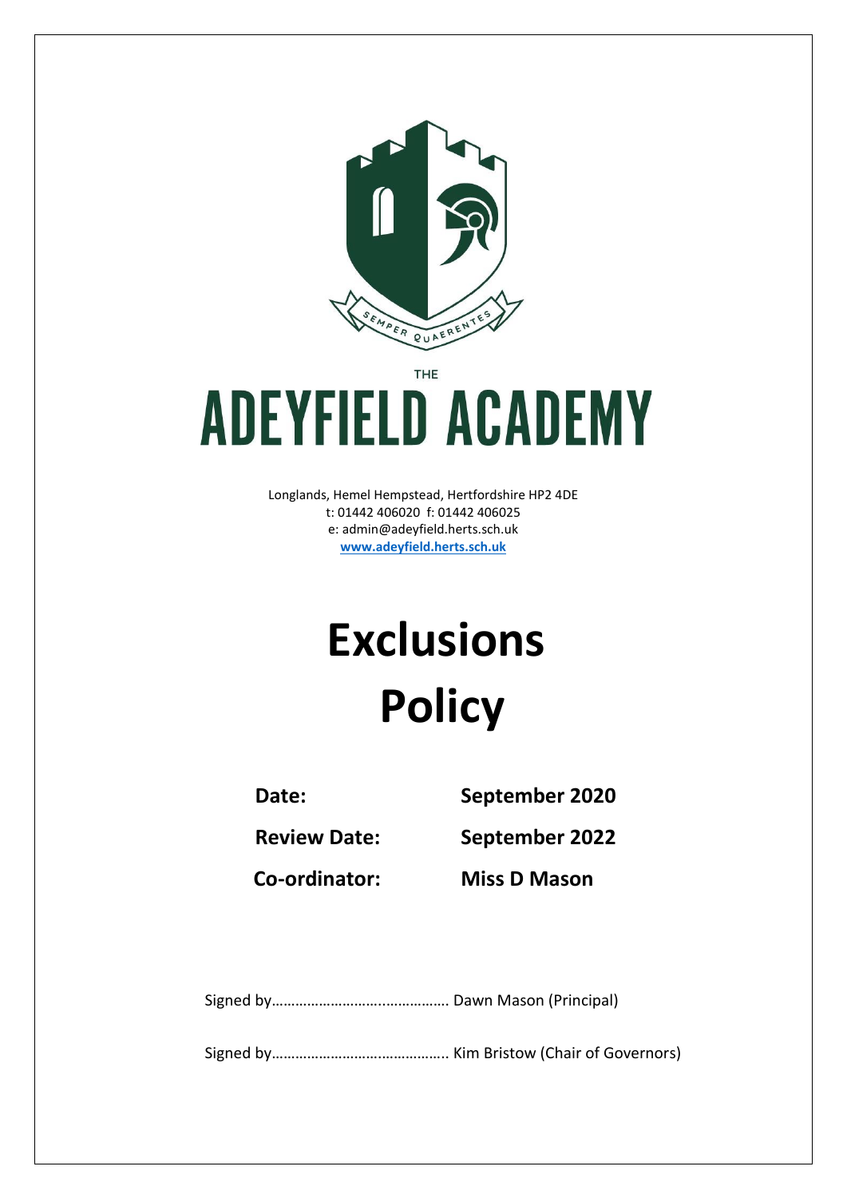SEMPER QUAERENTES

THE

# ADEYFIELD ACADEMY

Longlands, Hemel Hempstead, Hertfordshire HP2 4DE
t: 01442 406020 f: 01442 406025
e: admin@adeyfield.herts.sch.uk
[www.adeyfield.herts.sch.uk](http://www.adeyfield.herts.sch.uk)

# Exclusions Policy

**Date:** **September 2020**

**Review Date:** **September 2022**

**Co-ordinator:** **Miss D Mason**

Signed by……………………….…………… Dawn Mason (Principal)

Signed by…………………………………….. Kim Bristow (Chair of Governors)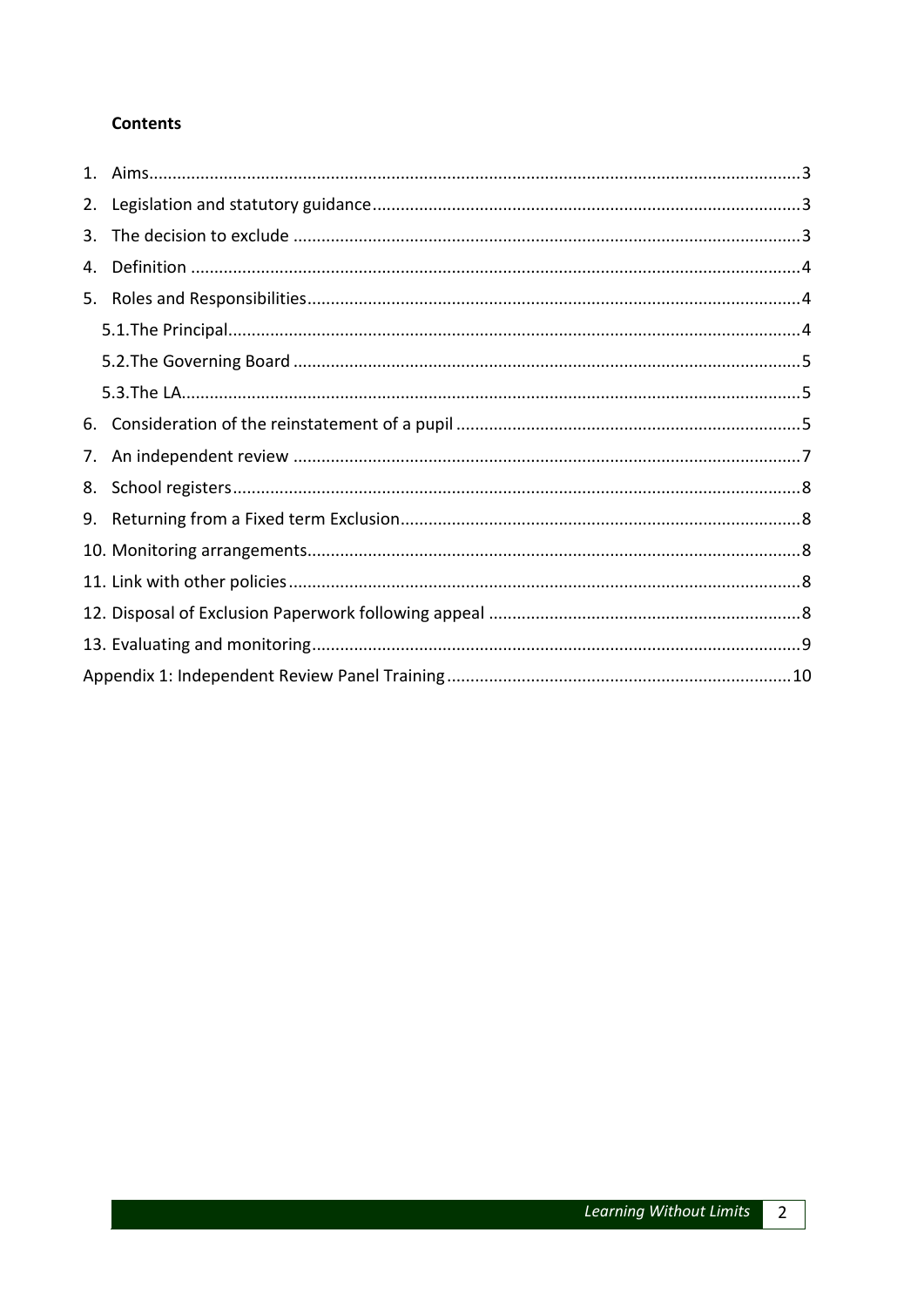**Contents**

1. Aims...3
2. Legislation and statutory guidance...3
3. The decision to exclude...3
4. Definition...4
5. Roles and Responsibilities...4
   - 5.1. The Principal...4
   - 5.2. The Governing Board...5
   - 5.3. The LA...5
6. Consideration of the reinstatement of a pupil...5
7. An independent review...7
8. School registers...8
9. Returning from a Fixed term Exclusion...8
10. Monitoring arrangements...8
11. Link with other policies...8
12. Disposal of Exclusion Paperwork following appeal...8
13. Evaluating and monitoring...9

Appendix 1: Independent Review Panel Training...10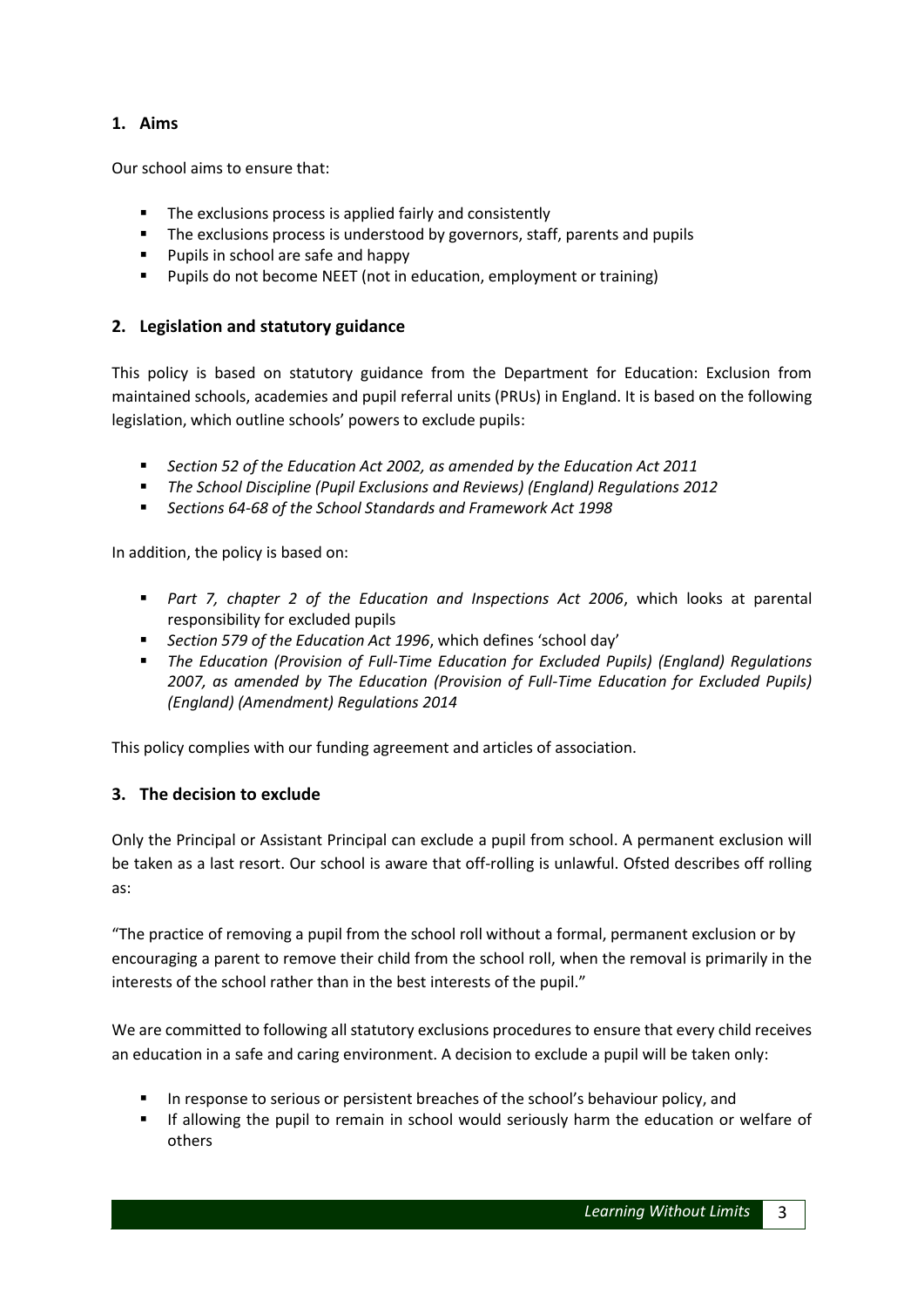## 1. Aims

Our school aims to ensure that:

- The exclusions process is applied fairly and consistently
- The exclusions process is understood by governors, staff, parents and pupils
- Pupils in school are safe and happy
- Pupils do not become NEET (not in education, employment or training)

## 2. Legislation and statutory guidance

This policy is based on statutory guidance from the Department for Education: Exclusion from maintained schools, academies and pupil referral units (PRUs) in England. It is based on the following legislation, which outline schools' powers to exclude pupils:

- *Section 52 of the Education Act 2002, as amended by the Education Act 2011*
- *The School Discipline (Pupil Exclusions and Reviews) (England) Regulations 2012*
- *Sections 64-68 of the School Standards and Framework Act 1998*

In addition, the policy is based on:

- *Part 7, chapter 2 of the Education and Inspections Act 2006*, which looks at parental responsibility for excluded pupils
- *Section 579 of the Education Act 1996*, which defines 'school day'
- *The Education (Provision of Full-Time Education for Excluded Pupils) (England) Regulations 2007, as amended by The Education (Provision of Full-Time Education for Excluded Pupils) (England) (Amendment) Regulations 2014*

This policy complies with our funding agreement and articles of association.

## 3. The decision to exclude

Only the Principal or Assistant Principal can exclude a pupil from school. A permanent exclusion will be taken as a last resort. Our school is aware that off-rolling is unlawful. Ofsted describes off rolling as:

"The practice of removing a pupil from the school roll without a formal, permanent exclusion or by encouraging a parent to remove their child from the school roll, when the removal is primarily in the interests of the school rather than in the best interests of the pupil."

We are committed to following all statutory exclusions procedures to ensure that every child receives an education in a safe and caring environment. A decision to exclude a pupil will be taken only:

- In response to serious or persistent breaches of the school's behaviour policy, and
- If allowing the pupil to remain in school would seriously harm the education or welfare of others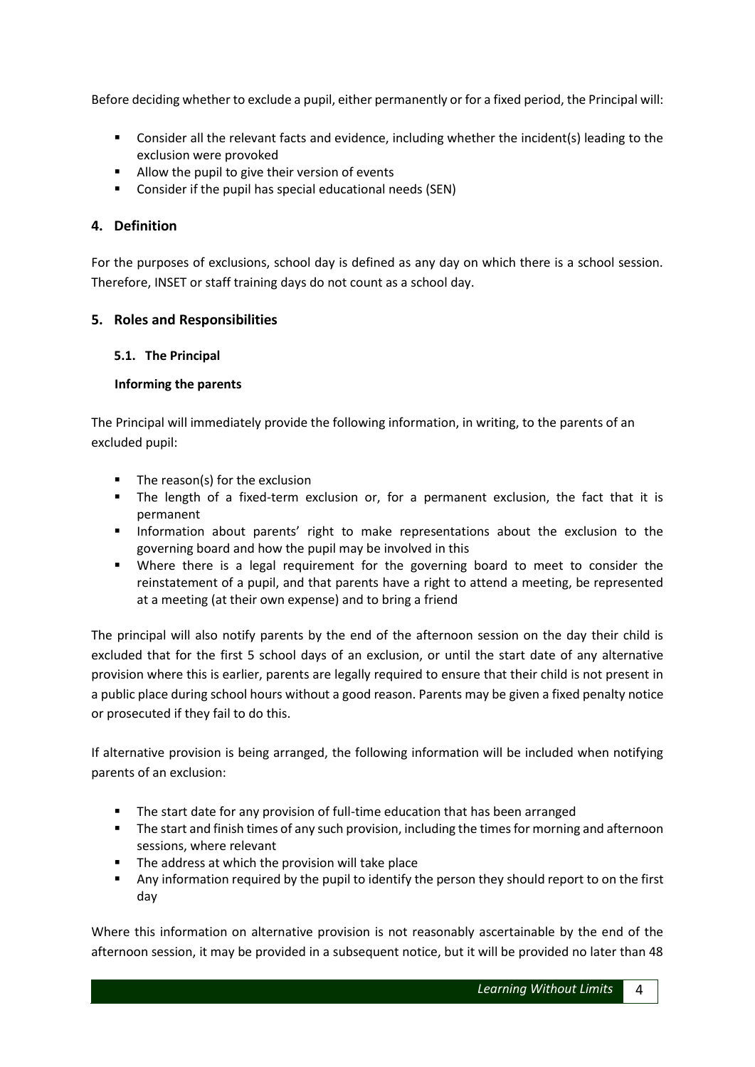Before deciding whether to exclude a pupil, either permanently or for a fixed period, the Principal will:

- Consider all the relevant facts and evidence, including whether the incident(s) leading to the exclusion were provoked
- Allow the pupil to give their version of events
- Consider if the pupil has special educational needs (SEN)

## 4. Definition

For the purposes of exclusions, school day is defined as any day on which there is a school session. Therefore, INSET or staff training days do not count as a school day.

## 5. Roles and Responsibilities

### 5.1. The Principal

**Informing the parents**

The Principal will immediately provide the following information, in writing, to the parents of an excluded pupil:

- The reason(s) for the exclusion
- The length of a fixed-term exclusion or, for a permanent exclusion, the fact that it is permanent
- Information about parents' right to make representations about the exclusion to the governing board and how the pupil may be involved in this
- Where there is a legal requirement for the governing board to meet to consider the reinstatement of a pupil, and that parents have a right to attend a meeting, be represented at a meeting (at their own expense) and to bring a friend

The principal will also notify parents by the end of the afternoon session on the day their child is excluded that for the first 5 school days of an exclusion, or until the start date of any alternative provision where this is earlier, parents are legally required to ensure that their child is not present in a public place during school hours without a good reason. Parents may be given a fixed penalty notice or prosecuted if they fail to do this.

If alternative provision is being arranged, the following information will be included when notifying parents of an exclusion:

- The start date for any provision of full-time education that has been arranged
- The start and finish times of any such provision, including the times for morning and afternoon sessions, where relevant
- The address at which the provision will take place
- Any information required by the pupil to identify the person they should report to on the first day

Where this information on alternative provision is not reasonably ascertainable by the end of the afternoon session, it may be provided in a subsequent notice, but it will be provided no later than 48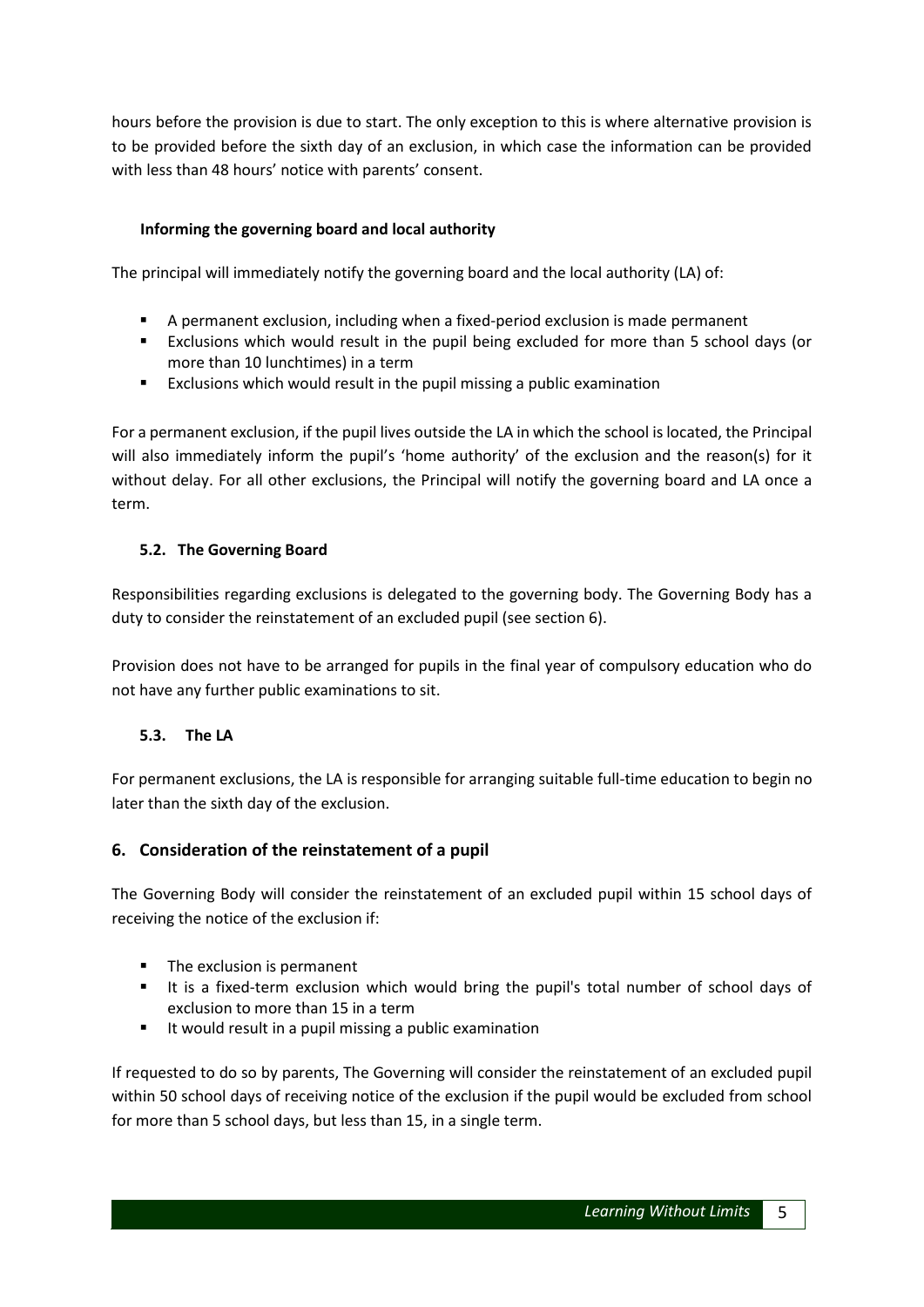hours before the provision is due to start. The only exception to this is where alternative provision is to be provided before the sixth day of an exclusion, in which case the information can be provided with less than 48 hours' notice with parents' consent.

#### Informing the governing board and local authority

The principal will immediately notify the governing board and the local authority (LA) of:

- A permanent exclusion, including when a fixed-period exclusion is made permanent
- Exclusions which would result in the pupil being excluded for more than 5 school days (or more than 10 lunchtimes) in a term
- Exclusions which would result in the pupil missing a public examination

For a permanent exclusion, if the pupil lives outside the LA in which the school is located, the Principal will also immediately inform the pupil's 'home authority' of the exclusion and the reason(s) for it without delay. For all other exclusions, the Principal will notify the governing board and LA once a term.

### 5.2. The Governing Board

Responsibilities regarding exclusions is delegated to the governing body. The Governing Body has a duty to consider the reinstatement of an excluded pupil (see section 6).

Provision does not have to be arranged for pupils in the final year of compulsory education who do not have any further public examinations to sit.

### 5.3. The LA

For permanent exclusions, the LA is responsible for arranging suitable full-time education to begin no later than the sixth day of the exclusion.

## 6. Consideration of the reinstatement of a pupil

The Governing Body will consider the reinstatement of an excluded pupil within 15 school days of receiving the notice of the exclusion if:

- The exclusion is permanent
- It is a fixed-term exclusion which would bring the pupil's total number of school days of exclusion to more than 15 in a term
- It would result in a pupil missing a public examination

If requested to do so by parents, The Governing will consider the reinstatement of an excluded pupil within 50 school days of receiving notice of the exclusion if the pupil would be excluded from school for more than 5 school days, but less than 15, in a single term.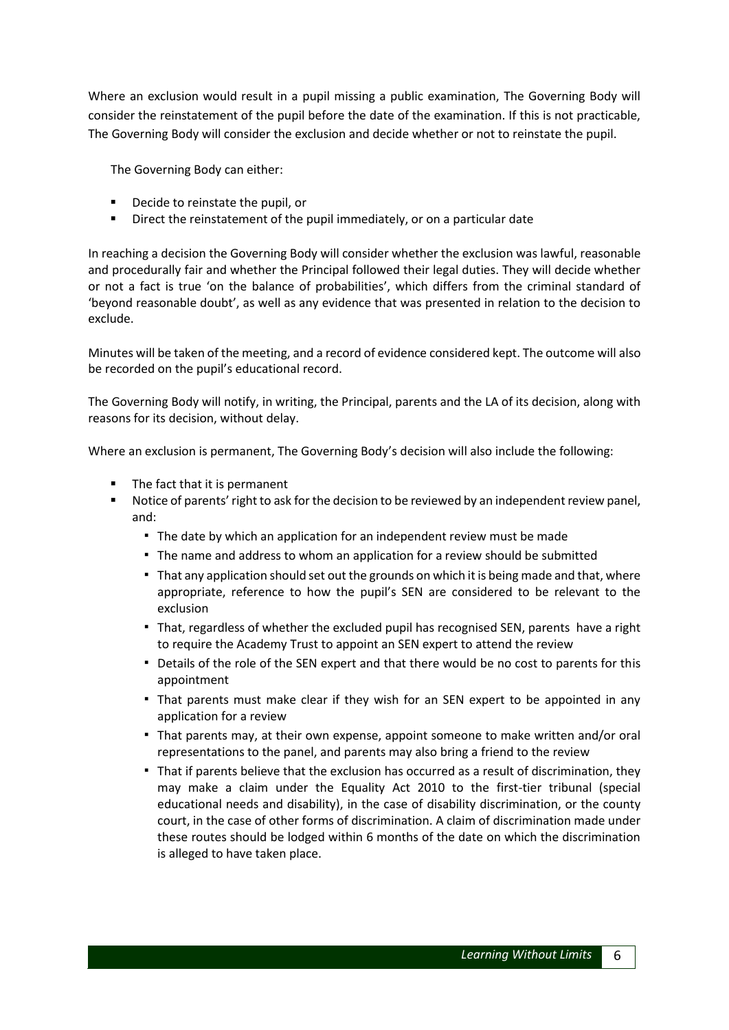Where an exclusion would result in a pupil missing a public examination, The Governing Body will consider the reinstatement of the pupil before the date of the examination. If this is not practicable, The Governing Body will consider the exclusion and decide whether or not to reinstate the pupil.

The Governing Body can either:

- Decide to reinstate the pupil, or
- Direct the reinstatement of the pupil immediately, or on a particular date

In reaching a decision the Governing Body will consider whether the exclusion was lawful, reasonable and procedurally fair and whether the Principal followed their legal duties. They will decide whether or not a fact is true 'on the balance of probabilities', which differs from the criminal standard of 'beyond reasonable doubt', as well as any evidence that was presented in relation to the decision to exclude.

Minutes will be taken of the meeting, and a record of evidence considered kept. The outcome will also be recorded on the pupil's educational record.

The Governing Body will notify, in writing, the Principal, parents and the LA of its decision, along with reasons for its decision, without delay.

Where an exclusion is permanent, The Governing Body's decision will also include the following:

- The fact that it is permanent
- Notice of parents' right to ask for the decision to be reviewed by an independent review panel, and:
  - The date by which an application for an independent review must be made
  - The name and address to whom an application for a review should be submitted
  - That any application should set out the grounds on which it is being made and that, where appropriate, reference to how the pupil's SEN are considered to be relevant to the exclusion
  - That, regardless of whether the excluded pupil has recognised SEN, parents have a right to require the Academy Trust to appoint an SEN expert to attend the review
  - Details of the role of the SEN expert and that there would be no cost to parents for this appointment
  - That parents must make clear if they wish for an SEN expert to be appointed in any application for a review
  - That parents may, at their own expense, appoint someone to make written and/or oral representations to the panel, and parents may also bring a friend to the review
  - That if parents believe that the exclusion has occurred as a result of discrimination, they may make a claim under the Equality Act 2010 to the first-tier tribunal (special educational needs and disability), in the case of disability discrimination, or the county court, in the case of other forms of discrimination. A claim of discrimination made under these routes should be lodged within 6 months of the date on which the discrimination is alleged to have taken place.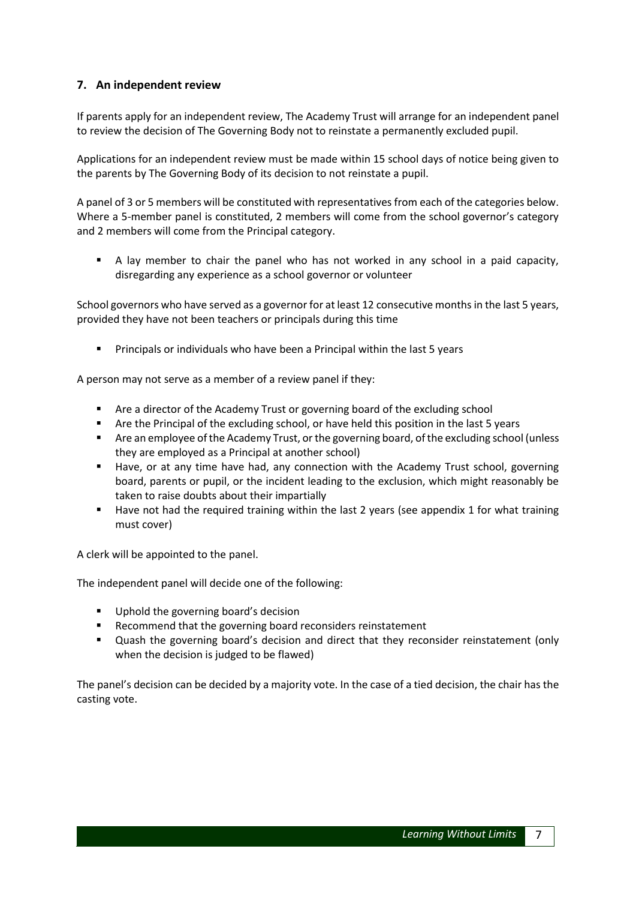## 7. An independent review

If parents apply for an independent review, The Academy Trust will arrange for an independent panel to review the decision of The Governing Body not to reinstate a permanently excluded pupil.

Applications for an independent review must be made within 15 school days of notice being given to the parents by The Governing Body of its decision to not reinstate a pupil.

A panel of 3 or 5 members will be constituted with representatives from each of the categories below. Where a 5-member panel is constituted, 2 members will come from the school governor's category and 2 members will come from the Principal category.

- A lay member to chair the panel who has not worked in any school in a paid capacity, disregarding any experience as a school governor or volunteer

School governors who have served as a governor for at least 12 consecutive months in the last 5 years, provided they have not been teachers or principals during this time

- Principals or individuals who have been a Principal within the last 5 years

A person may not serve as a member of a review panel if they:

- Are a director of the Academy Trust or governing board of the excluding school
- Are the Principal of the excluding school, or have held this position in the last 5 years
- Are an employee of the Academy Trust, or the governing board, of the excluding school (unless they are employed as a Principal at another school)
- Have, or at any time have had, any connection with the Academy Trust school, governing board, parents or pupil, or the incident leading to the exclusion, which might reasonably be taken to raise doubts about their impartially
- Have not had the required training within the last 2 years (see appendix 1 for what training must cover)

A clerk will be appointed to the panel.

The independent panel will decide one of the following:

- Uphold the governing board's decision
- Recommend that the governing board reconsiders reinstatement
- Quash the governing board's decision and direct that they reconsider reinstatement (only when the decision is judged to be flawed)

The panel's decision can be decided by a majority vote. In the case of a tied decision, the chair has the casting vote.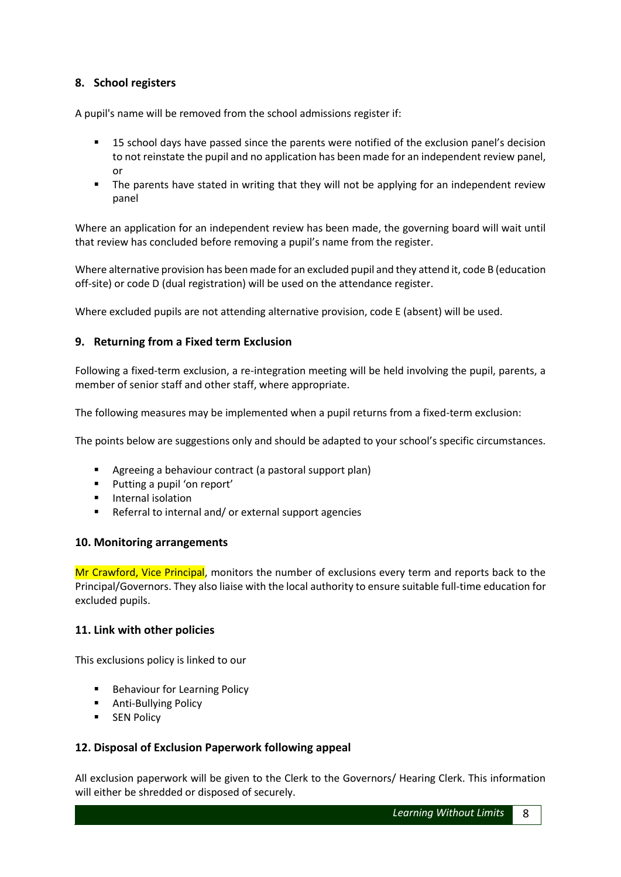## 8. School registers

A pupil's name will be removed from the school admissions register if:

- 15 school days have passed since the parents were notified of the exclusion panel's decision to not reinstate the pupil and no application has been made for an independent review panel, or
- The parents have stated in writing that they will not be applying for an independent review panel

Where an application for an independent review has been made, the governing board will wait until that review has concluded before removing a pupil's name from the register.

Where alternative provision has been made for an excluded pupil and they attend it, code B (education off-site) or code D (dual registration) will be used on the attendance register.

Where excluded pupils are not attending alternative provision, code E (absent) will be used.

## 9. Returning from a Fixed term Exclusion

Following a fixed-term exclusion, a re-integration meeting will be held involving the pupil, parents, a member of senior staff and other staff, where appropriate.

The following measures may be implemented when a pupil returns from a fixed-term exclusion:

The points below are suggestions only and should be adapted to your school's specific circumstances.

- Agreeing a behaviour contract (a pastoral support plan)
- Putting a pupil 'on report'
- Internal isolation
- Referral to internal and/ or external support agencies

## 10. Monitoring arrangements

Mr Crawford, Vice Principal, monitors the number of exclusions every term and reports back to the Principal/Governors. They also liaise with the local authority to ensure suitable full-time education for excluded pupils.

## 11. Link with other policies

This exclusions policy is linked to our

- Behaviour for Learning Policy
- Anti-Bullying Policy
- SEN Policy

## 12. Disposal of Exclusion Paperwork following appeal

All exclusion paperwork will be given to the Clerk to the Governors/ Hearing Clerk. This information will either be shredded or disposed of securely.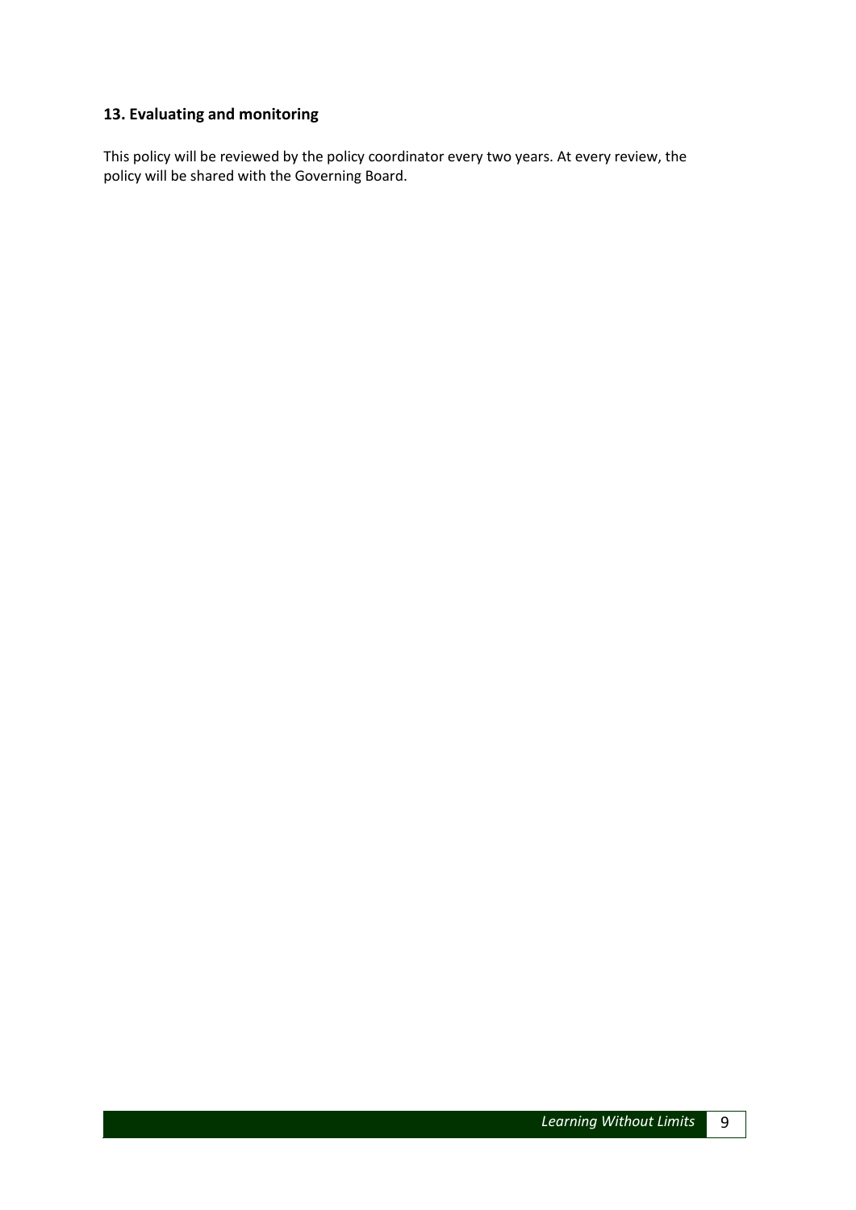### 13. Evaluating and monitoring

This policy will be reviewed by the policy coordinator every two years. At every review, the policy will be shared with the Governing Board.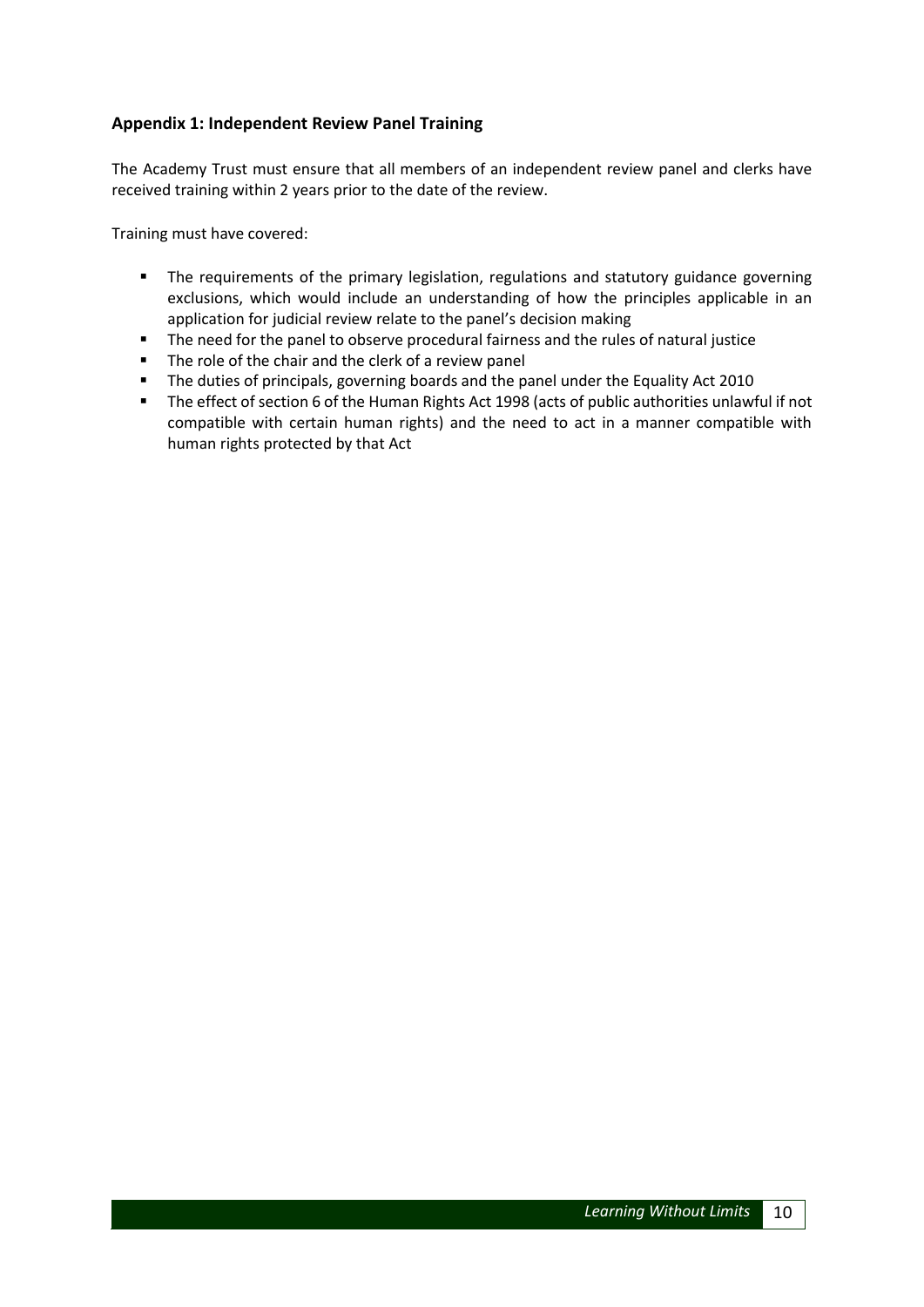### Appendix 1: Independent Review Panel Training

The Academy Trust must ensure that all members of an independent review panel and clerks have received training within 2 years prior to the date of the review.

Training must have covered:

- The requirements of the primary legislation, regulations and statutory guidance governing exclusions, which would include an understanding of how the principles applicable in an application for judicial review relate to the panel's decision making
- The need for the panel to observe procedural fairness and the rules of natural justice
- The role of the chair and the clerk of a review panel
- The duties of principals, governing boards and the panel under the Equality Act 2010
- The effect of section 6 of the Human Rights Act 1998 (acts of public authorities unlawful if not compatible with certain human rights) and the need to act in a manner compatible with human rights protected by that Act